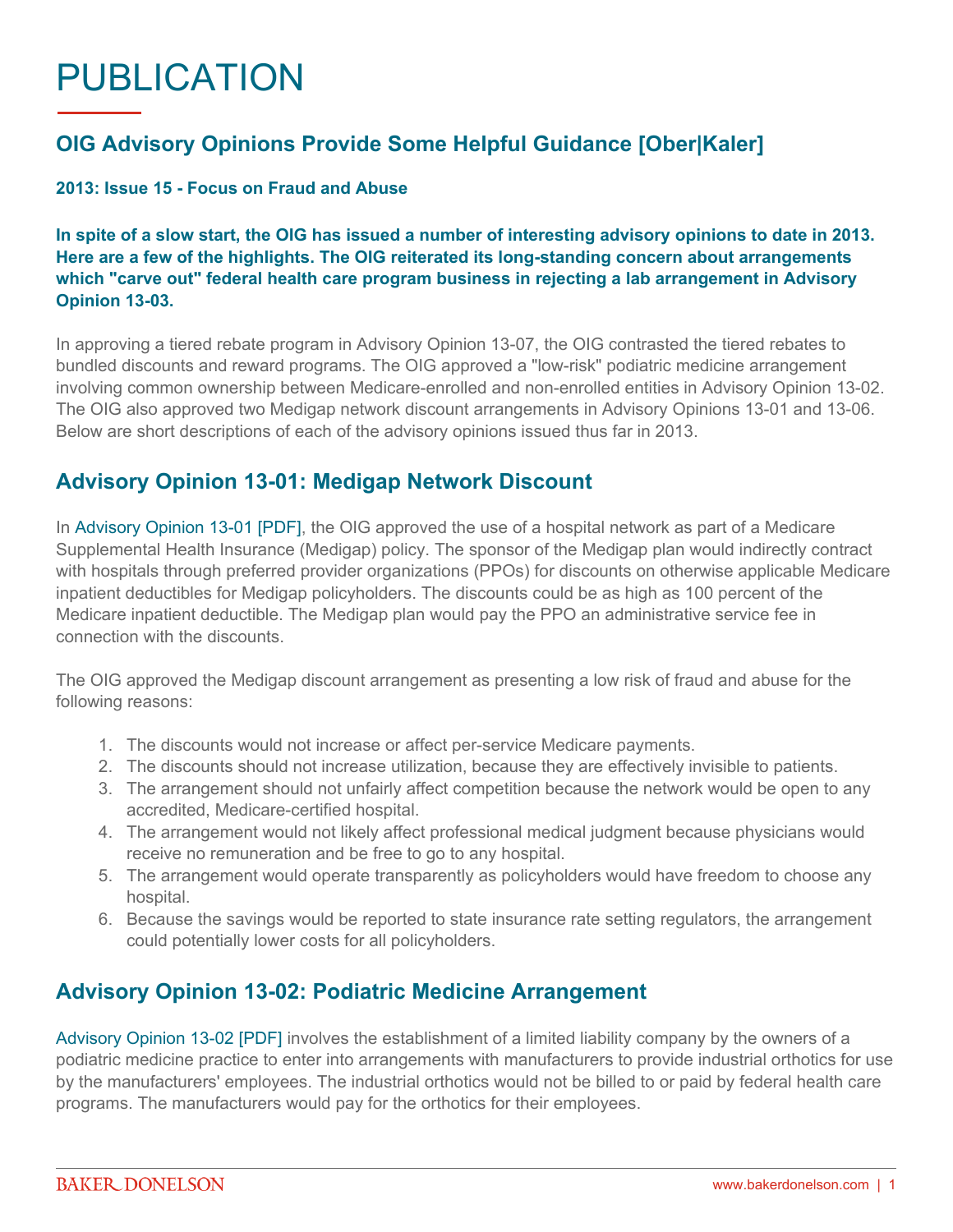# PUBLICATION

## OIG Advisory Opinions Provide Some Helpful Guidance [Ober|Kaler]

**2013: Issue 15 - Focus on Fraud and Abuse**

**In spite of a slow start, the OIG has issued a number of interesting advisory opinions to date in 2013. Here are a few of the highlights. The OIG reiterated its long-standing concern about arrangements which "carve out" federal health care program business in rejecting a lab arrangement in Advisory Opinion 13-03.**

In approving a tiered rebate program in Advisory Opinion 13-07, the OIG contrasted the tiered rebates to bundled discounts and reward programs. The OIG approved a "low-risk" podiatric medicine arrangement involving common ownership between Medicare-enrolled and non-enrolled entities in Advisory Opinion 13-02. The OIG also approved two Medigap network discount arrangements in Advisory Opinions 13-01 and 13-06. Below are short descriptions of each of the advisory opinions issued thus far in 2013.

## Advisory Opinion 13-01: Medigap Network Discount

In Advisory Opinion 13-01 [PDF], the OIG approved the use of a hospital network as part of a Medicare Supplemental Health Insurance (Medigap) policy. The sponsor of the Medigap plan would indirectly contract with hospitals through preferred provider organizations (PPOs) for discounts on otherwise applicable Medicare inpatient deductibles for Medigap policyholders. The discounts could be as high as 100 percent of the Medicare inpatient deductible. The Medigap plan would pay the PPO an administrative service fee in connection with the discounts.

The OIG approved the Medigap discount arrangement as presenting a low risk of fraud and abuse for the following reasons:

1. The discounts would not increase or affect per-service Medicare payments.
2. The discounts should not increase utilization, because they are effectively invisible to patients.
3. The arrangement should not unfairly affect competition because the network would be open to any accredited, Medicare-certified hospital.
4. The arrangement would not likely affect professional medical judgment because physicians would receive no remuneration and be free to go to any hospital.
5. The arrangement would operate transparently as policyholders would have freedom to choose any hospital.
6. Because the savings would be reported to state insurance rate setting regulators, the arrangement could potentially lower costs for all policyholders.

## Advisory Opinion 13-02: Podiatric Medicine Arrangement

Advisory Opinion 13-02 [PDF] involves the establishment of a limited liability company by the owners of a podiatric medicine practice to enter into arrangements with manufacturers to provide industrial orthotics for use by the manufacturers' employees. The industrial orthotics would not be billed to or paid by federal health care programs. The manufacturers would pay for the orthotics for their employees.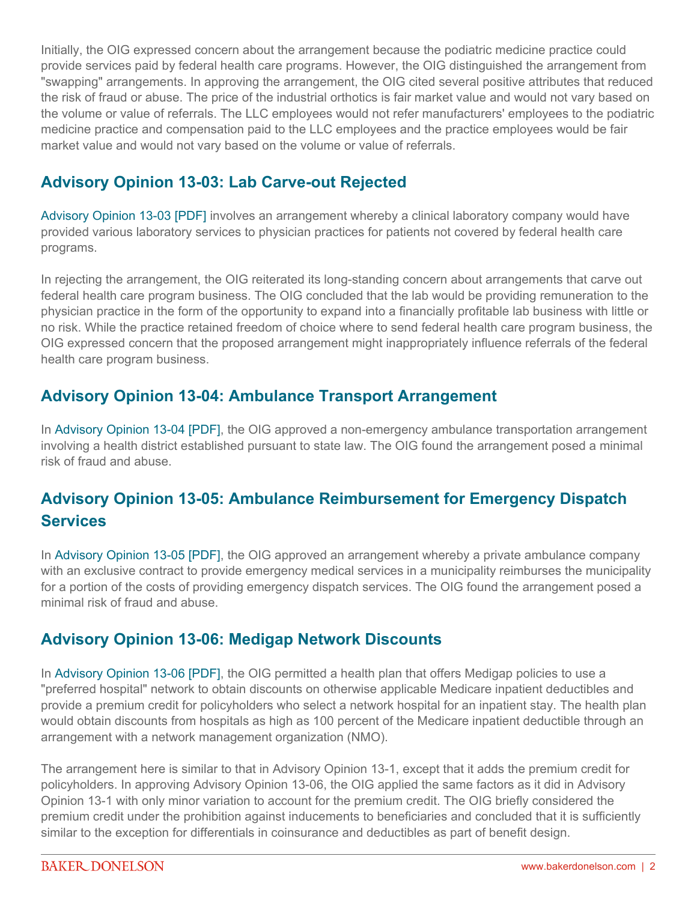Initially, the OIG expressed concern about the arrangement because the podiatric medicine practice could provide services paid by federal health care programs. However, the OIG distinguished the arrangement from "swapping" arrangements. In approving the arrangement, the OIG cited several positive attributes that reduced the risk of fraud or abuse. The price of the industrial orthotics is fair market value and would not vary based on the volume or value of referrals. The LLC employees would not refer manufacturers' employees to the podiatric medicine practice and compensation paid to the LLC employees and the practice employees would be fair market value and would not vary based on the volume or value of referrals.

## Advisory Opinion 13-03: Lab Carve-out Rejected

Advisory Opinion 13-03 [PDF] involves an arrangement whereby a clinical laboratory company would have provided various laboratory services to physician practices for patients not covered by federal health care programs.

In rejecting the arrangement, the OIG reiterated its long-standing concern about arrangements that carve out federal health care program business. The OIG concluded that the lab would be providing remuneration to the physician practice in the form of the opportunity to expand into a financially profitable lab business with little or no risk. While the practice retained freedom of choice where to send federal health care program business, the OIG expressed concern that the proposed arrangement might inappropriately influence referrals of the federal health care program business.

## Advisory Opinion 13-04: Ambulance Transport Arrangement

In Advisory Opinion 13-04 [PDF], the OIG approved a non-emergency ambulance transportation arrangement involving a health district established pursuant to state law. The OIG found the arrangement posed a minimal risk of fraud and abuse.

## Advisory Opinion 13-05: Ambulance Reimbursement for Emergency Dispatch Services

In Advisory Opinion 13-05 [PDF], the OIG approved an arrangement whereby a private ambulance company with an exclusive contract to provide emergency medical services in a municipality reimburses the municipality for a portion of the costs of providing emergency dispatch services. The OIG found the arrangement posed a minimal risk of fraud and abuse.

## Advisory Opinion 13-06: Medigap Network Discounts

In Advisory Opinion 13-06 [PDF], the OIG permitted a health plan that offers Medigap policies to use a "preferred hospital" network to obtain discounts on otherwise applicable Medicare inpatient deductibles and provide a premium credit for policyholders who select a network hospital for an inpatient stay. The health plan would obtain discounts from hospitals as high as 100 percent of the Medicare inpatient deductible through an arrangement with a network management organization (NMO).

The arrangement here is similar to that in Advisory Opinion 13-1, except that it adds the premium credit for policyholders. In approving Advisory Opinion 13-06, the OIG applied the same factors as it did in Advisory Opinion 13-1 with only minor variation to account for the premium credit. The OIG briefly considered the premium credit under the prohibition against inducements to beneficiaries and concluded that it is sufficiently similar to the exception for differentials in coinsurance and deductibles as part of benefit design.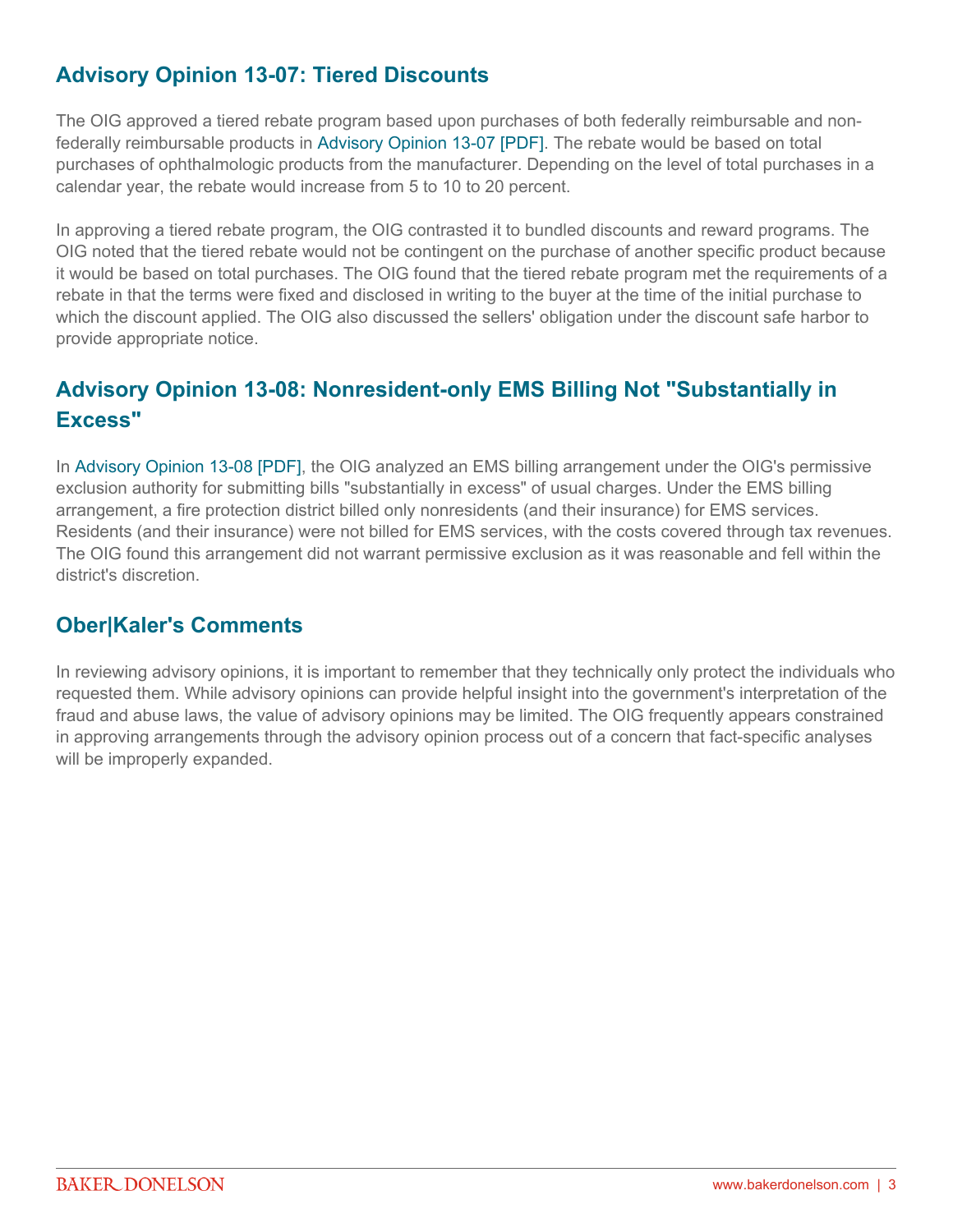## Advisory Opinion 13-07: Tiered Discounts

The OIG approved a tiered rebate program based upon purchases of both federally reimbursable and non-federally reimbursable products in Advisory Opinion 13-07 [PDF]. The rebate would be based on total purchases of ophthalmologic products from the manufacturer. Depending on the level of total purchases in a calendar year, the rebate would increase from 5 to 10 to 20 percent.

In approving a tiered rebate program, the OIG contrasted it to bundled discounts and reward programs. The OIG noted that the tiered rebate would not be contingent on the purchase of another specific product because it would be based on total purchases. The OIG found that the tiered rebate program met the requirements of a rebate in that the terms were fixed and disclosed in writing to the buyer at the time of the initial purchase to which the discount applied. The OIG also discussed the sellers' obligation under the discount safe harbor to provide appropriate notice.

## Advisory Opinion 13-08: Nonresident-only EMS Billing Not "Substantially in Excess"

In Advisory Opinion 13-08 [PDF], the OIG analyzed an EMS billing arrangement under the OIG's permissive exclusion authority for submitting bills "substantially in excess" of usual charges. Under the EMS billing arrangement, a fire protection district billed only nonresidents (and their insurance) for EMS services. Residents (and their insurance) were not billed for EMS services, with the costs covered through tax revenues. The OIG found this arrangement did not warrant permissive exclusion as it was reasonable and fell within the district's discretion.

## Ober|Kaler's Comments

In reviewing advisory opinions, it is important to remember that they technically only protect the individuals who requested them. While advisory opinions can provide helpful insight into the government's interpretation of the fraud and abuse laws, the value of advisory opinions may be limited. The OIG frequently appears constrained in approving arrangements through the advisory opinion process out of a concern that fact-specific analyses will be improperly expanded.